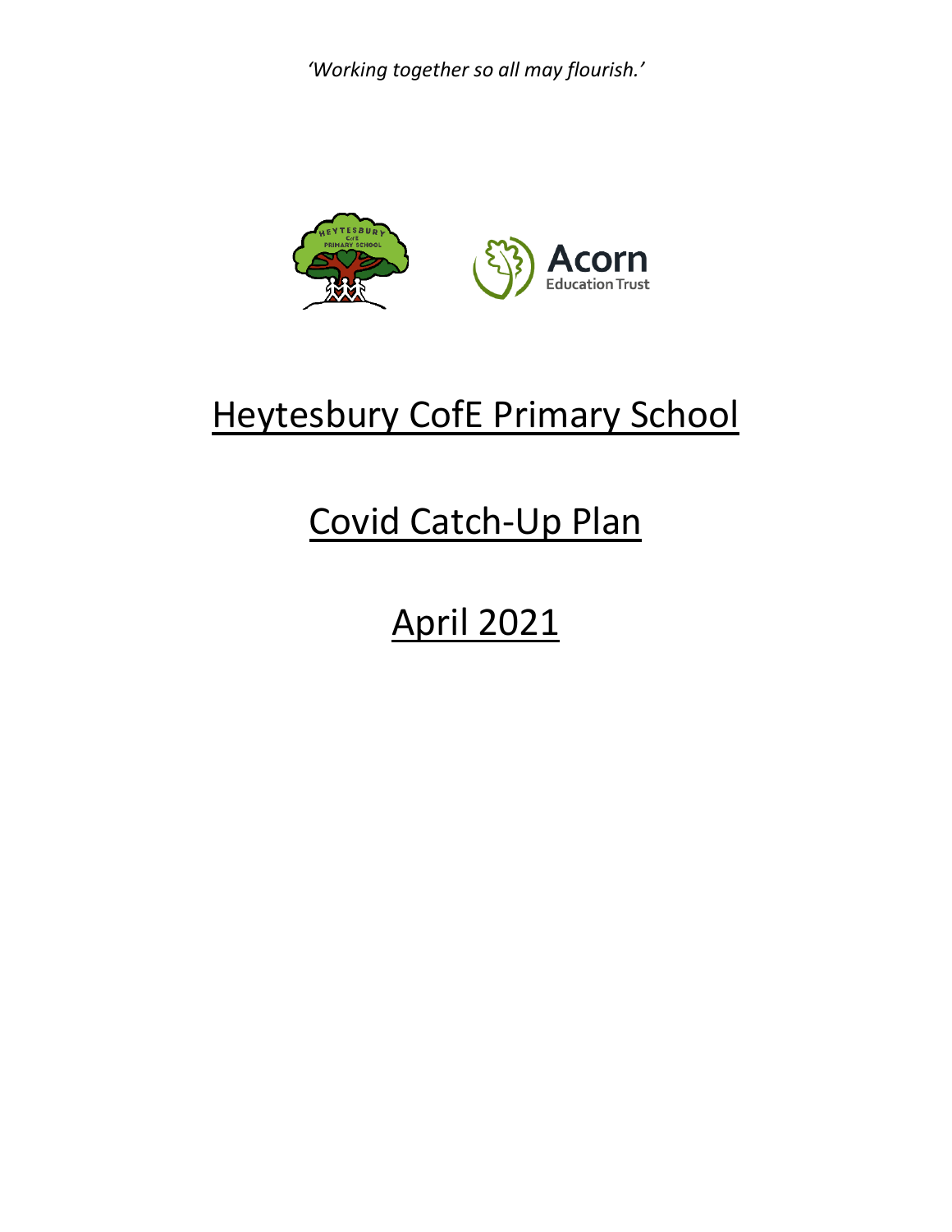*'Working together so all may flourish.'*

# Heytesbury CofE Primary School

# Covid Catch-Up Plan

# April 2021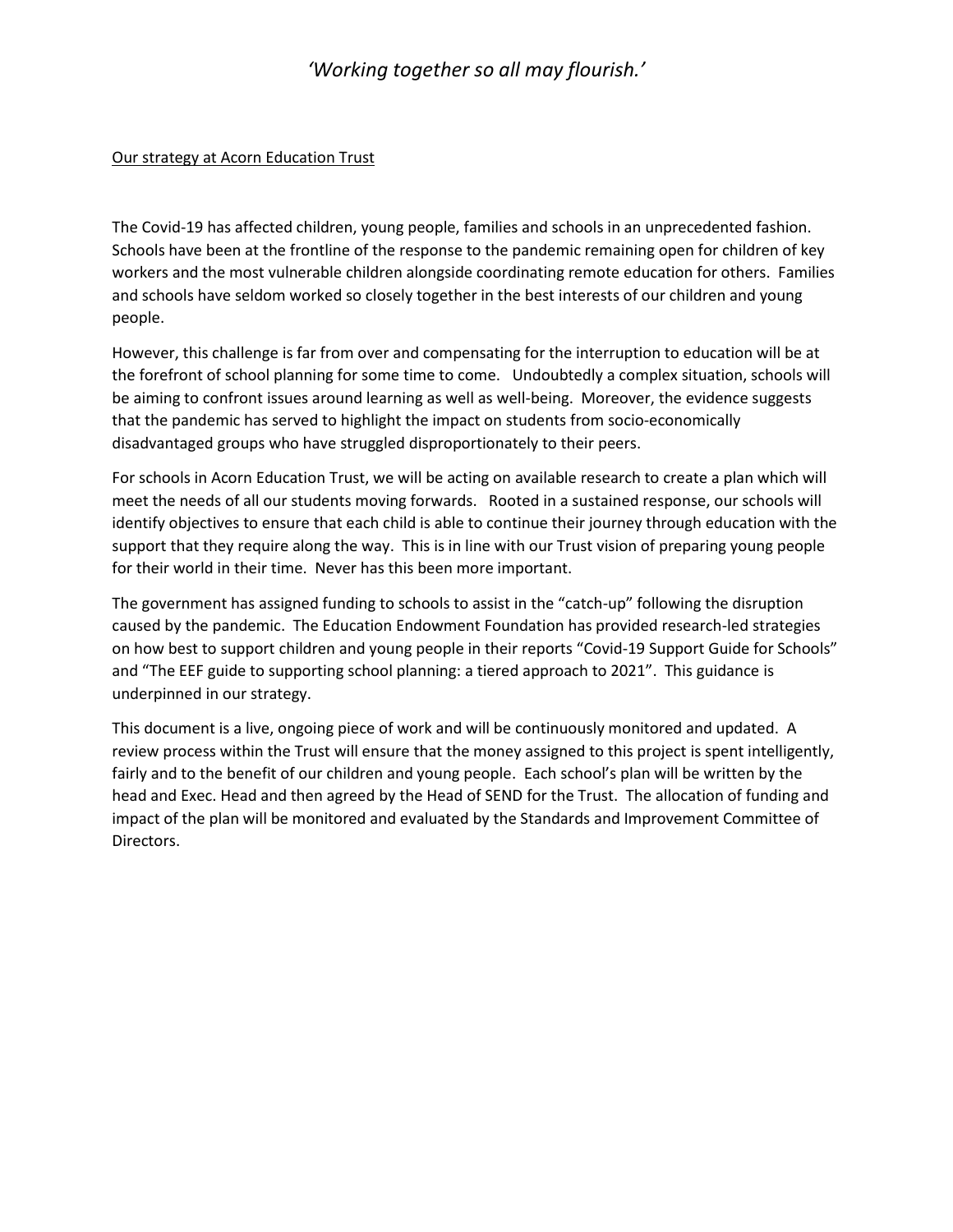*'Working together so all may flourish.'*

Our strategy at Acorn Education Trust

The Covid-19 has affected children, young people, families and schools in an unprecedented fashion. Schools have been at the frontline of the response to the pandemic remaining open for children of key workers and the most vulnerable children alongside coordinating remote education for others. Families and schools have seldom worked so closely together in the best interests of our children and young people.

However, this challenge is far from over and compensating for the interruption to education will be at the forefront of school planning for some time to come. Undoubtedly a complex situation, schools will be aiming to confront issues around learning as well as well-being. Moreover, the evidence suggests that the pandemic has served to highlight the impact on students from socio-economically disadvantaged groups who have struggled disproportionately to their peers.

For schools in Acorn Education Trust, we will be acting on available research to create a plan which will meet the needs of all our students moving forwards. Rooted in a sustained response, our schools will identify objectives to ensure that each child is able to continue their journey through education with the support that they require along the way. This is in line with our Trust vision of preparing young people for their world in their time. Never has this been more important.

The government has assigned funding to schools to assist in the "catch-up" following the disruption caused by the pandemic. The Education Endowment Foundation has provided research-led strategies on how best to support children and young people in their reports "Covid-19 Support Guide for Schools" and "The EEF guide to supporting school planning: a tiered approach to 2021". This guidance is underpinned in our strategy.

This document is a live, ongoing piece of work and will be continuously monitored and updated. A review process within the Trust will ensure that the money assigned to this project is spent intelligently, fairly and to the benefit of our children and young people. Each school's plan will be written by the head and Exec. Head and then agreed by the Head of SEND for the Trust. The allocation of funding and impact of the plan will be monitored and evaluated by the Standards and Improvement Committee of Directors.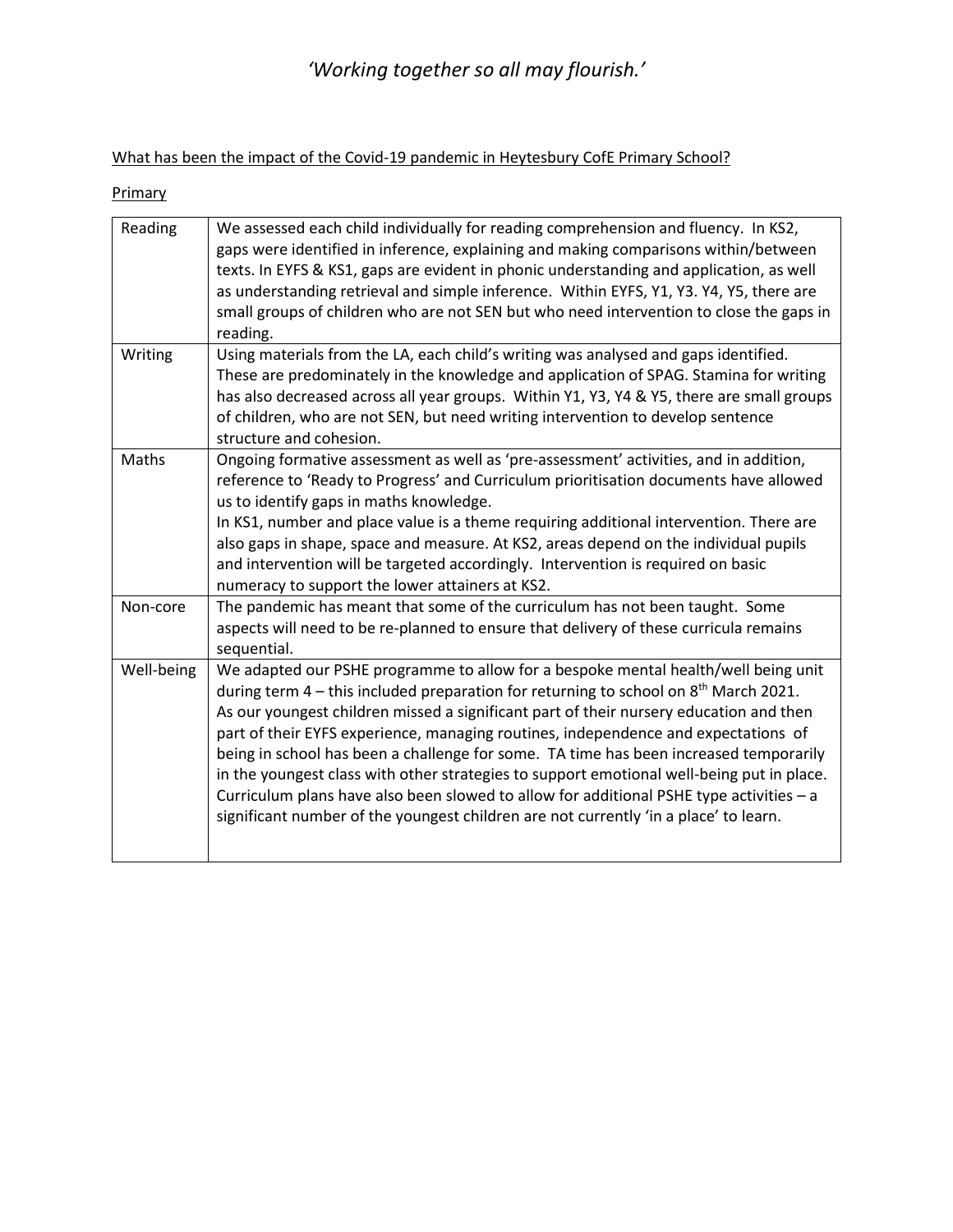*'Working together so all may flourish.'*

What has been the impact of the Covid-19 pandemic in Heytesbury CofE Primary School?

Primary

| | |
|---|---|
| Reading | We assessed each child individually for reading comprehension and fluency. In KS2, gaps were identified in inference, explaining and making comparisons within/between texts. In EYFS & KS1, gaps are evident in phonic understanding and application, as well as understanding retrieval and simple inference. Within EYFS, Y1, Y3. Y4, Y5, there are small groups of children who are not SEN but who need intervention to close the gaps in reading. |
| Writing | Using materials from the LA, each child's writing was analysed and gaps identified. These are predominately in the knowledge and application of SPAG. Stamina for writing has also decreased across all year groups. Within Y1, Y3, Y4 & Y5, there are small groups of children, who are not SEN, but need writing intervention to develop sentence structure and cohesion. |
| Maths | Ongoing formative assessment as well as 'pre-assessment' activities, and in addition, reference to 'Ready to Progress' and Curriculum prioritisation documents have allowed us to identify gaps in maths knowledge.<br>In KS1, number and place value is a theme requiring additional intervention. There are also gaps in shape, space and measure. At KS2, areas depend on the individual pupils and intervention will be targeted accordingly. Intervention is required on basic numeracy to support the lower attainers at KS2. |
| Non-core | The pandemic has meant that some of the curriculum has not been taught. Some aspects will need to be re-planned to ensure that delivery of these curricula remains sequential. |
| Well-being | We adapted our PSHE programme to allow for a bespoke mental health/well being unit during term 4 – this included preparation for returning to school on 8th March 2021.<br>As our youngest children missed a significant part of their nursery education and then part of their EYFS experience, managing routines, independence and expectations of being in school has been a challenge for some. TA time has been increased temporarily in the youngest class with other strategies to support emotional well-being put in place. Curriculum plans have also been slowed to allow for additional PSHE type activities – a significant number of the youngest children are not currently 'in a place' to learn. |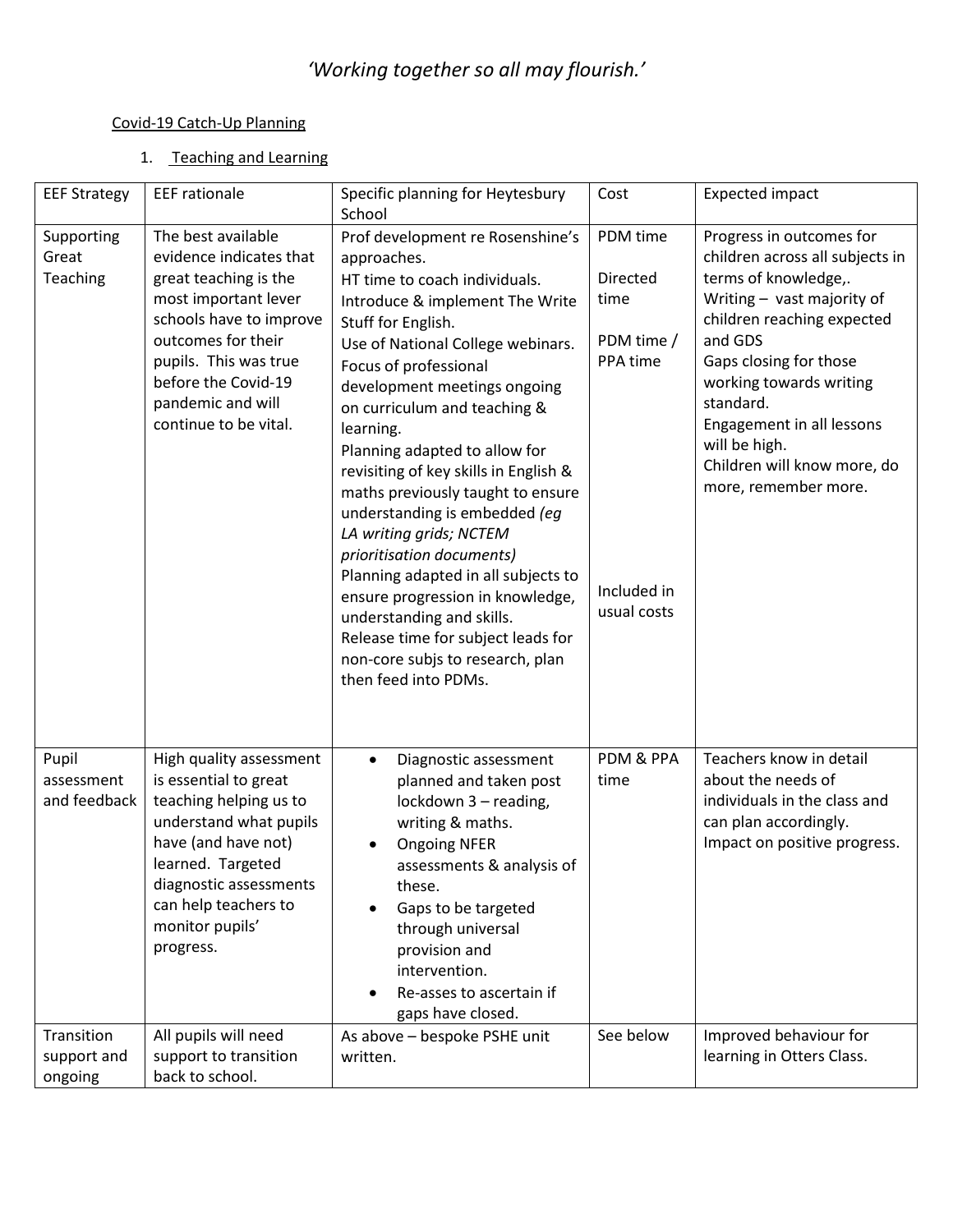*'Working together so all may flourish.'*

Covid-19 Catch-Up Planning

1. Teaching and Learning

| EEF Strategy | EEF rationale | Specific planning for Heytesbury School | Cost | Expected impact |
|---|---|---|---|---|
| Supporting Great Teaching | The best available evidence indicates that great teaching is the most important lever schools have to improve outcomes for their pupils. This was true before the Covid-19 pandemic and will continue to be vital. | Prof development re Rosenshine's approaches.<br>HT time to coach individuals.<br>Introduce & implement The Write Stuff for English.<br>Use of National College webinars.<br>Focus of professional development meetings ongoing on curriculum and teaching & learning.<br>Planning adapted to allow for revisiting of key skills in English & maths previously taught to ensure understanding is embedded *(eg LA writing grids; NCTEM prioritisation documents)*<br>Planning adapted in all subjects to ensure progression in knowledge, understanding and skills.<br>Release time for subject leads for non-core subjs to research, plan then feed into PDMs. | PDM time<br><br>Directed time<br><br>PDM time / PPA time<br><br>Included in usual costs | Progress in outcomes for children across all subjects in terms of knowledge,.<br>Writing – vast majority of children reaching expected and GDS<br>Gaps closing for those working towards writing standard.<br>Engagement in all lessons will be high.<br>Children will know more, do more, remember more. |
| Pupil assessment and feedback | High quality assessment is essential to great teaching helping us to understand what pupils have (and have not) learned. Targeted diagnostic assessments can help teachers to monitor pupils' progress. | • Diagnostic assessment planned and taken post lockdown 3 – reading, writing & maths.<br>• Ongoing NFER assessments & analysis of these.<br>• Gaps to be targeted through universal provision and intervention.<br>• Re-asses to ascertain if gaps have closed. | PDM & PPA time | Teachers know in detail about the needs of individuals in the class and can plan accordingly.<br>Impact on positive progress. |
| Transition support and ongoing | All pupils will need support to transition back to school. | As above – bespoke PSHE unit written. | See below | Improved behaviour for learning in Otters Class. |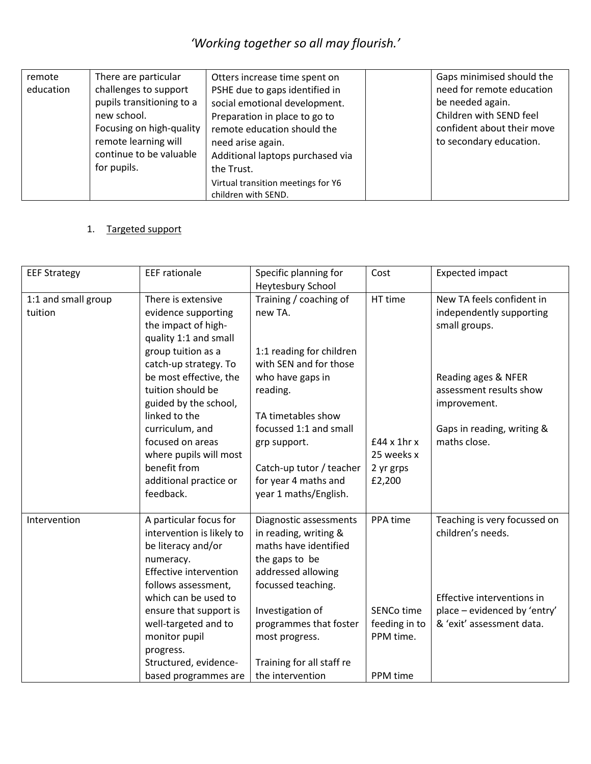| remote education | There are particular challenges to support pupils transitioning to a new school. Focusing on high-quality remote learning will continue to be valuable for pupils. | Otters increase time spent on PSHE due to gaps identified in social emotional development. Preparation in place to go to remote education should the need arise again. Additional laptops purchased via the Trust. Virtual transition meetings for Y6 children with SEND. | | Gaps minimised should the need for remote education be needed again. Children with SEND feel confident about their move to secondary education. |
|---|---|---|---|---|

1. Targeted support

| EEF Strategy | EEF rationale | Specific planning for Heytesbury School | Cost | Expected impact |
|---|---|---|---|---|
| 1:1 and small group tuition | There is extensive evidence supporting the impact of high-quality 1:1 and small group tuition as a catch-up strategy. To be most effective, the tuition should be guided by the school, linked to the curriculum, and focused on areas where pupils will most benefit from additional practice or feedback. | Training / coaching of new TA.<br><br>1:1 reading for children with SEN and for those who have gaps in reading.<br><br>TA timetables show focussed 1:1 and small grp support.<br><br>Catch-up tutor / teacher for year 4 maths and year 1 maths/English. | HT time<br><br>£44 x 1hr x 25 weeks x 2 yr grps £2,200 | New TA feels confident in independently supporting small groups.<br><br>Reading ages & NFER assessment results show improvement.<br><br>Gaps in reading, writing & maths close. |
| Intervention | A particular focus for intervention is likely to be literacy and/or numeracy. Effective intervention follows assessment, which can be used to ensure that support is well-targeted and to monitor pupil progress. Structured, evidence-based programmes are | Diagnostic assessments in reading, writing & maths have identified the gaps to be addressed allowing focussed teaching.<br><br>Investigation of programmes that foster most progress.<br><br>Training for all staff re the intervention | PPA time<br><br>SENCo time feeding in to PPM time.<br><br>PPM time | Teaching is very focussed on children's needs.<br><br>Effective interventions in place – evidenced by 'entry' & 'exit' assessment data. |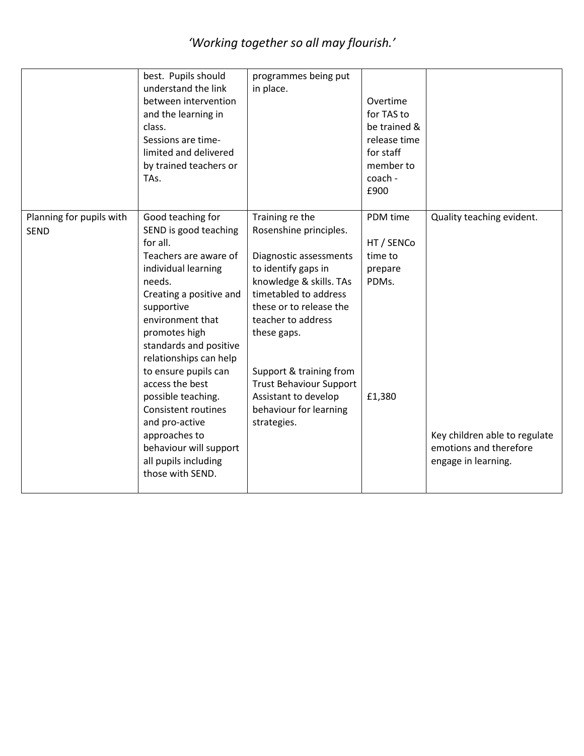| | | | | |
|---|---|---|---|---|
| | best. Pupils should understand the link between intervention and the learning in class. Sessions are time-limited and delivered by trained teachers or TAs. | programmes being put in place. | Overtime for TAS to be trained & release time for staff member to coach - £900 | |
| Planning for pupils with SEND | Good teaching for SEND is good teaching for all. Teachers are aware of individual learning needs. Creating a positive and supportive environment that promotes high standards and positive relationships can help to ensure pupils can access the best possible teaching. Consistent routines and pro-active approaches to behaviour will support all pupils including those with SEND. | Training re the Rosenshine principles. Diagnostic assessments to identify gaps in knowledge & skills. TAs timetabled to address these or to release the teacher to address these gaps. Support & training from Trust Behaviour Support Assistant to develop behaviour for learning strategies. | PDM time HT / SENCo time to prepare PDMs. £1,380 | Quality teaching evident. Key children able to regulate emotions and therefore engage in learning. |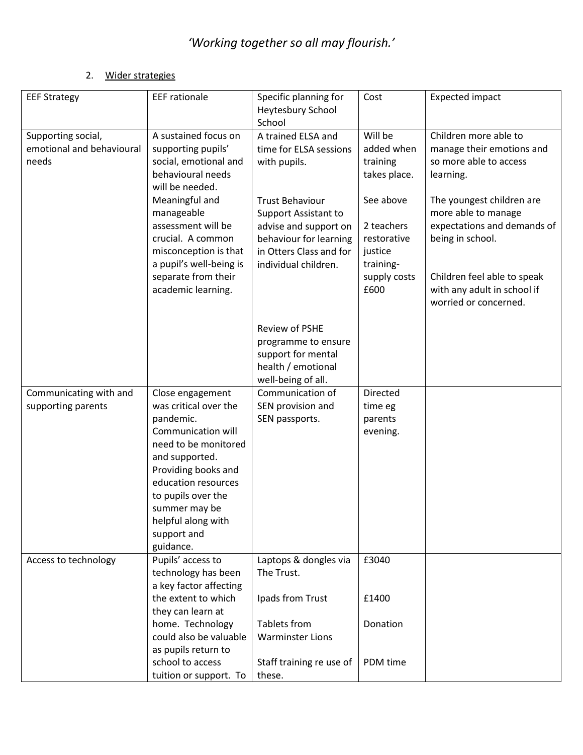*'Working together so all may flourish.'*

2. Wider strategies

| EEF Strategy | EEF rationale | Specific planning for Heytesbury School School | Cost | Expected impact |
|---|---|---|---|---|
| Supporting social, emotional and behavioural needs | A sustained focus on supporting pupils' social, emotional and behavioural needs will be needed. Meaningful and manageable assessment will be crucial. A common misconception is that a pupil's well-being is separate from their academic learning. | A trained ELSA and time for ELSA sessions with pupils.<br><br>Trust Behaviour Support Assistant to advise and support on behaviour for learning in Otters Class and for individual children.<br><br>Review of PSHE programme to ensure support for mental health / emotional well-being of all. | Will be added when training takes place.<br><br>See above<br><br>2 teachers restorative justice training- supply costs £600 | Children more able to manage their emotions and so more able to access learning.<br><br>The youngest children are more able to manage expectations and demands of being in school.<br><br>Children feel able to speak with any adult in school if worried or concerned. |
| Communicating with and supporting parents | Close engagement was critical over the pandemic. Communication will need to be monitored and supported. Providing books and education resources to pupils over the summer may be helpful along with support and guidance. | Communication of SEN provision and SEN passports. | Directed time eg parents evening. | |
| Access to technology | Pupils' access to technology has been a key factor affecting the extent to which they can learn at home. Technology could also be valuable as pupils return to school to access tuition or support. To | Laptops & dongles via The Trust.<br><br>Ipads from Trust<br><br>Tablets from Warminster Lions<br><br>Staff training re use of these. | £3040<br><br>£1400<br><br>Donation<br><br>PDM time | |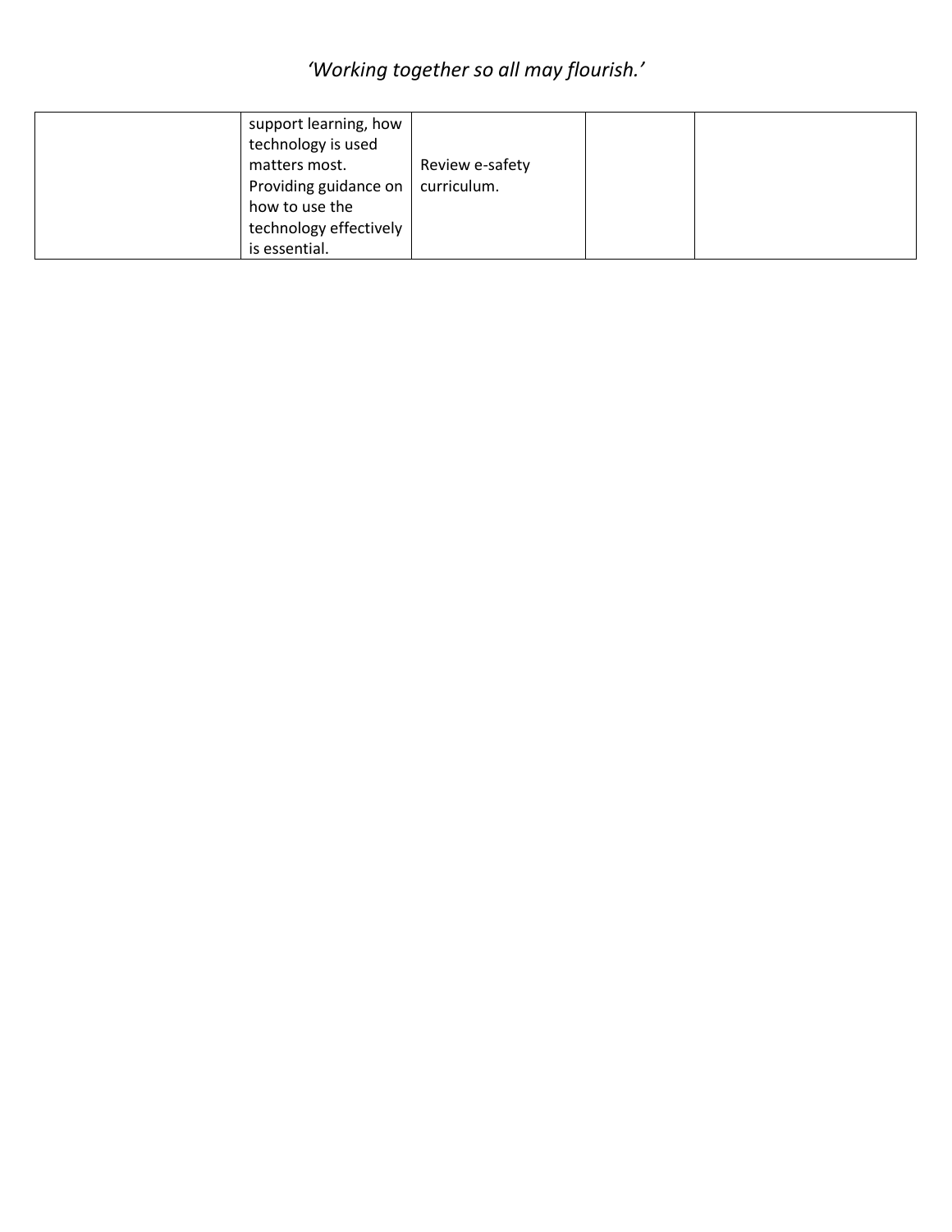| | | | | |
|---|---|---|---|---|
| | support learning, how technology is used matters most. Providing guidance on how to use the technology effectively is essential. | Review e-safety curriculum. | | |